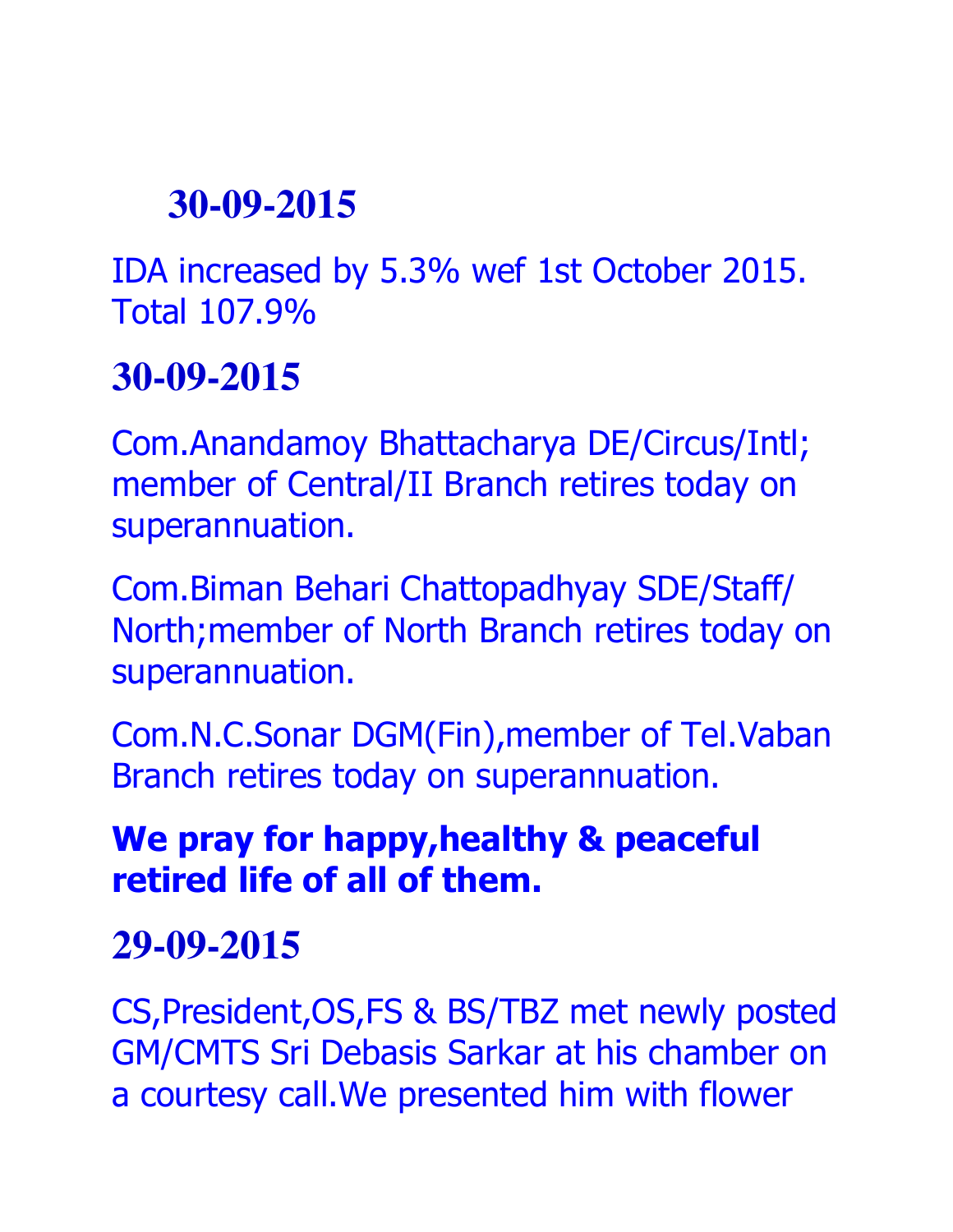## 30-09-2015

IDA increased by 5.3% wef 1st October 2015. Total 107.9%

## 30-09-2015

Com.Anandamoy Bhattacharya DE/Circus/Intl; member of Central/II Branch retires today on superannuation.

Com.Biman Behari Chattopadhyay SDE/Staff/ North;member of North Branch retires today on superannuation.

Com.N.C.Sonar DGM(Fin),member of Tel.Vaban Branch retires today on superannuation.

**We pray for happy,healthy & peaceful retired life of all of them.**

## 29-09-2015

CS,President,OS,FS & BS/TBZ met newly posted GM/CMTS Sri Debasis Sarkar at his chamber on a courtesy call.We presented him with flower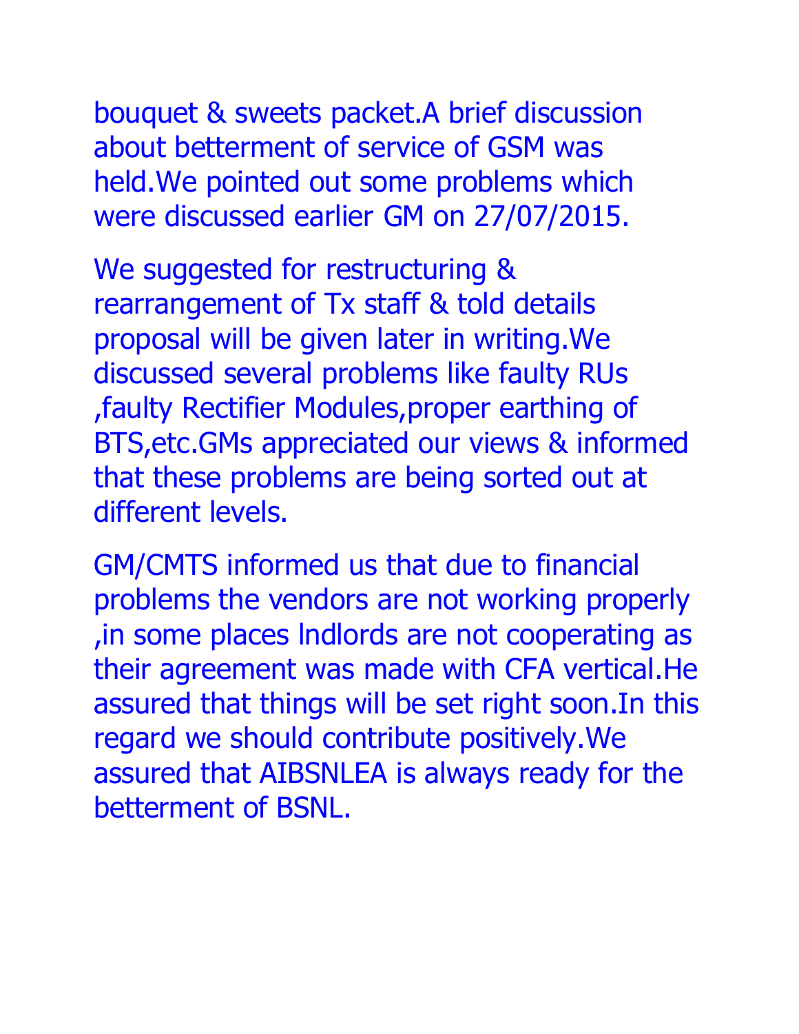bouquet & sweets packet.A brief discussion about betterment of service of GSM was held.We pointed out some problems which were discussed earlier GM on 27/07/2015.

We suggested for restructuring & rearrangement of Tx staff & told details proposal will be given later in writing.We discussed several problems like faulty RUs ,faulty Rectifier Modules,proper earthing of BTS,etc.GMs appreciated our views & informed that these problems are being sorted out at different levels.

GM/CMTS informed us that due to financial problems the vendors are not working properly ,in some places lndlords are not cooperating as their agreement was made with CFA vertical.He assured that things will be set right soon.In this regard we should contribute positively.We assured that AIBSNLEA is always ready for the betterment of BSNL.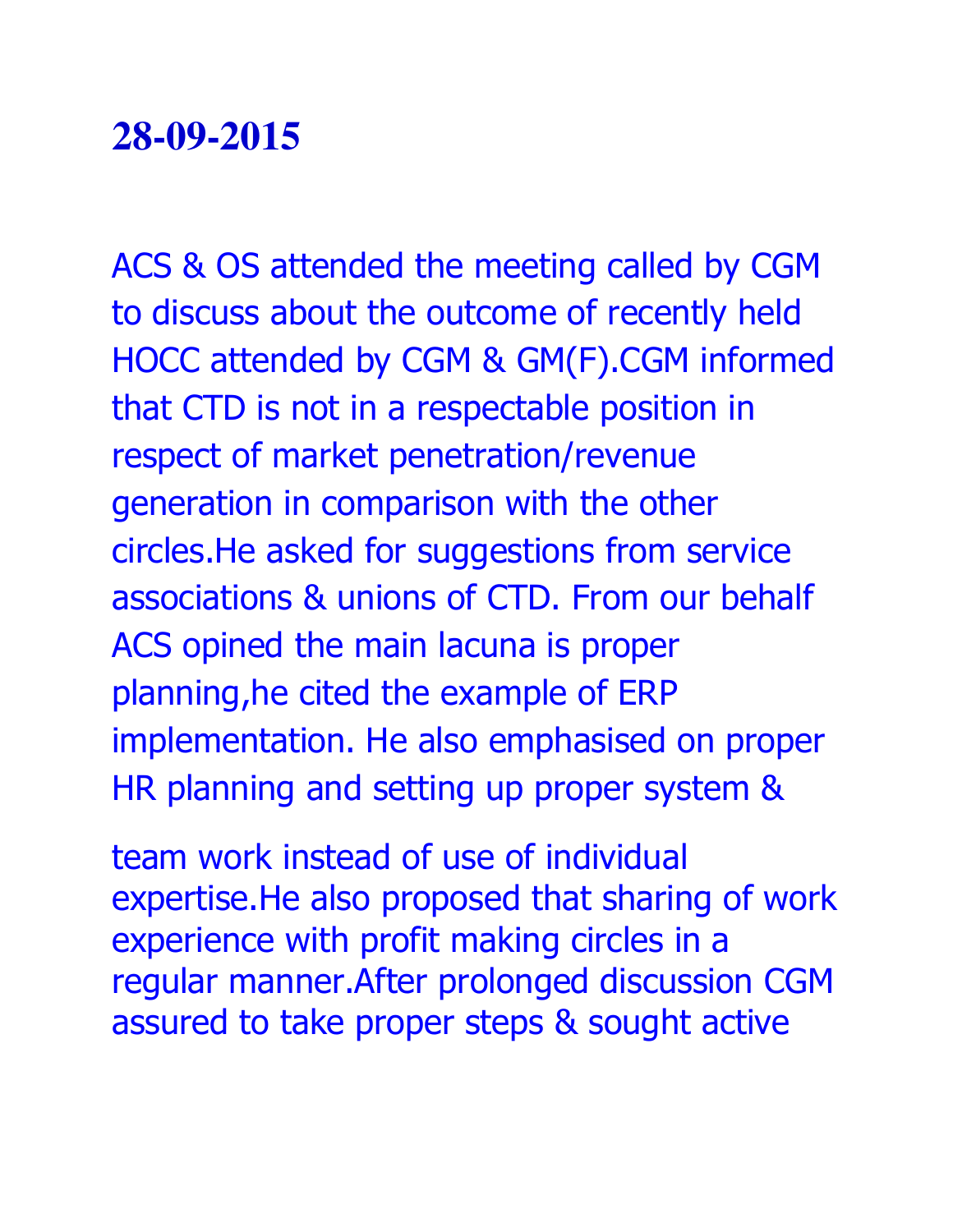# 28-09-2015

ACS & OS attended the meeting called by CGM to discuss about the outcome of recently held HOCC attended by CGM & GM(F).CGM informed that CTD is not in a respectable position in respect of market penetration/revenue generation in comparison with the other circles.He asked for suggestions from service associations & unions of CTD. From our behalf ACS opined the main lacuna is proper planning,he cited the example of ERP implementation. He also emphasised on proper HR planning and setting up proper system &

team work instead of use of individual expertise.He also proposed that sharing of work experience with profit making circles in a regular manner.After prolonged discussion CGM assured to take proper steps & sought active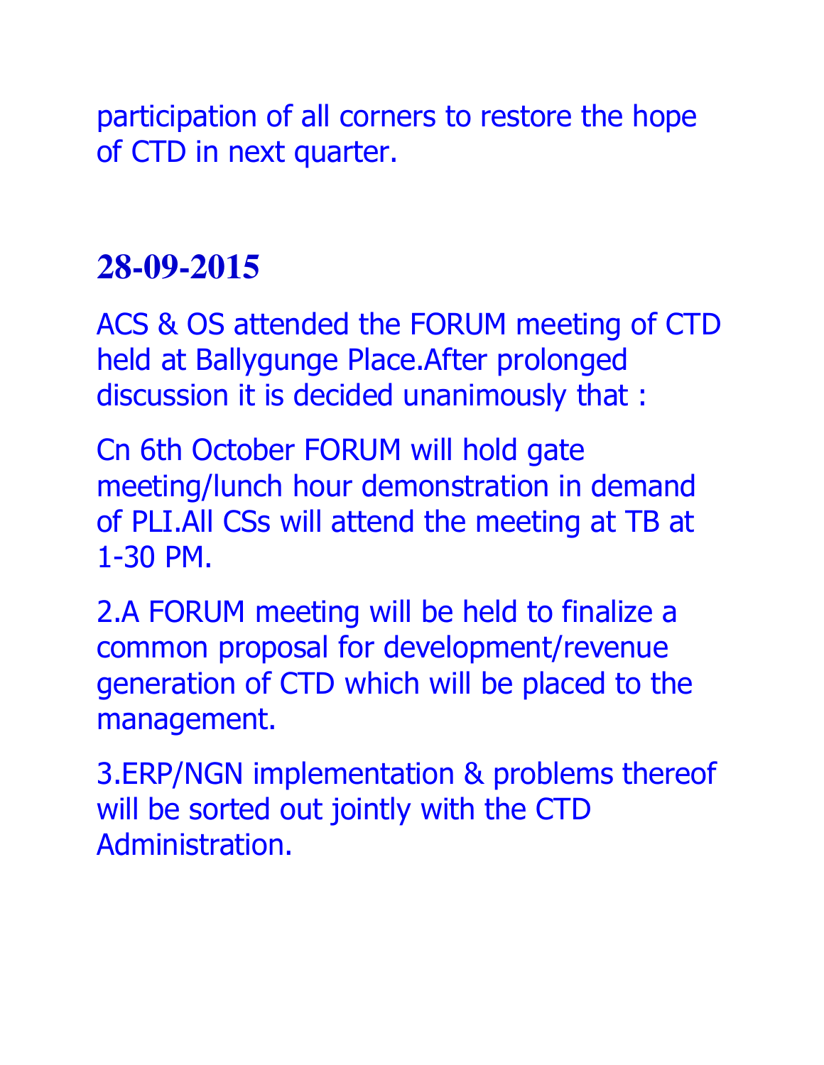participation of all corners to restore the hope of CTD in next quarter.

## 28-09-2015

ACS & OS attended the FORUM meeting of CTD held at Ballygunge Place.After prolonged discussion it is decided unanimously that :

Cn 6th October FORUM will hold gate meeting/lunch hour demonstration in demand of PLI.All CSs will attend the meeting at TB at 1-30 PM.

2.A FORUM meeting will be held to finalize a common proposal for development/revenue generation of CTD which will be placed to the management.

3.ERP/NGN implementation & problems thereof will be sorted out jointly with the CTD Administration.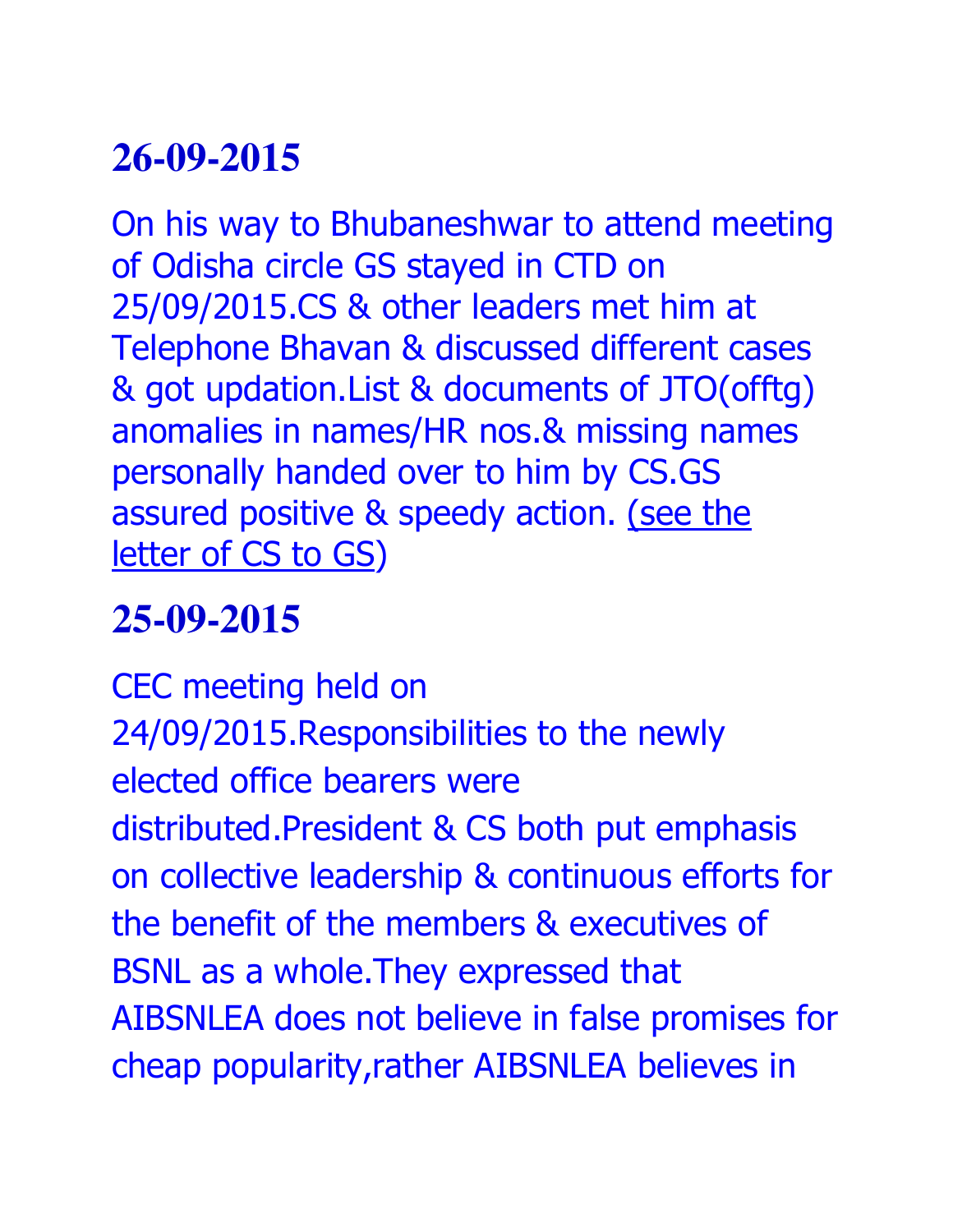## 26-09-2015

On his way to Bhubaneshwar to attend meeting of Odisha circle GS stayed in CTD on 25/09/2015.CS & other leaders met him at Telephone Bhavan & discussed different cases & got updation.List & documents of JTO(offtg) anomalies in names/HR nos.& missing names personally handed over to him by CS.GS assured positive & speedy action. (see the letter of CS to GS)

## 25-09-2015

CEC meeting held on 24/09/2015.Responsibilities to the newly elected office bearers were distributed.President & CS both put emphasis on collective leadership & continuous efforts for the benefit of the members & executives of BSNL as a whole.They expressed that AIBSNLEA does not believe in false promises for cheap popularity,rather AIBSNLEA believes in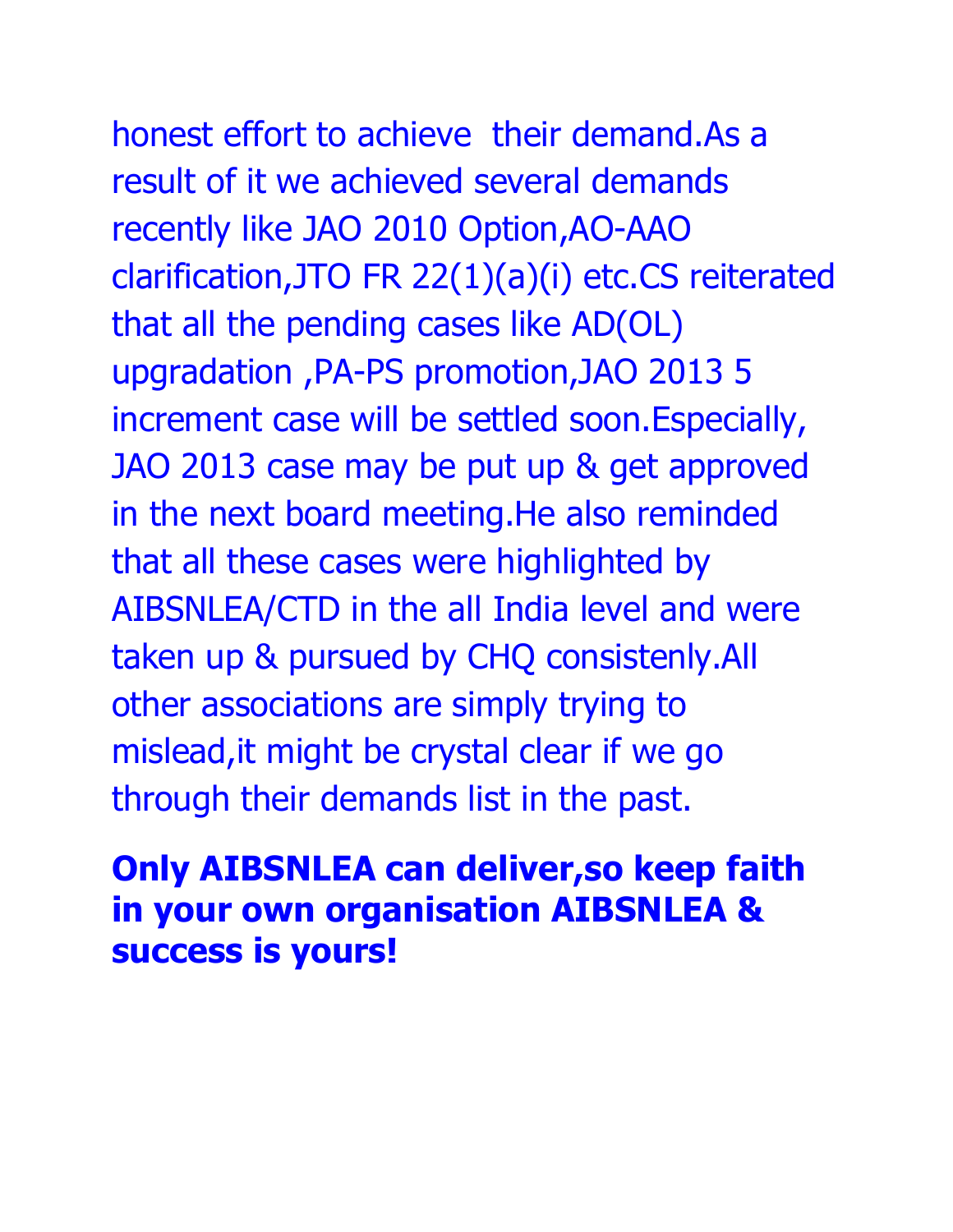honest effort to achieve their demand.As a result of it we achieved several demands recently like JAO 2010 Option,AO-AAO clarification,JTO FR 22(1)(a)(i) etc.CS reiterated that all the pending cases like AD(OL) upgradation ,PA-PS promotion,JAO 2013 5 increment case will be settled soon.Especially, JAO 2013 case may be put up & get approved in the next board meeting.He also reminded that all these cases were highlighted by AIBSNLEA/CTD in the all India level and were taken up & pursued by CHQ consistenly.All other associations are simply trying to mislead,it might be crystal clear if we go through their demands list in the past.

**Only AIBSNLEA can deliver,so keep faith in your own organisation AIBSNLEA & success is yours!**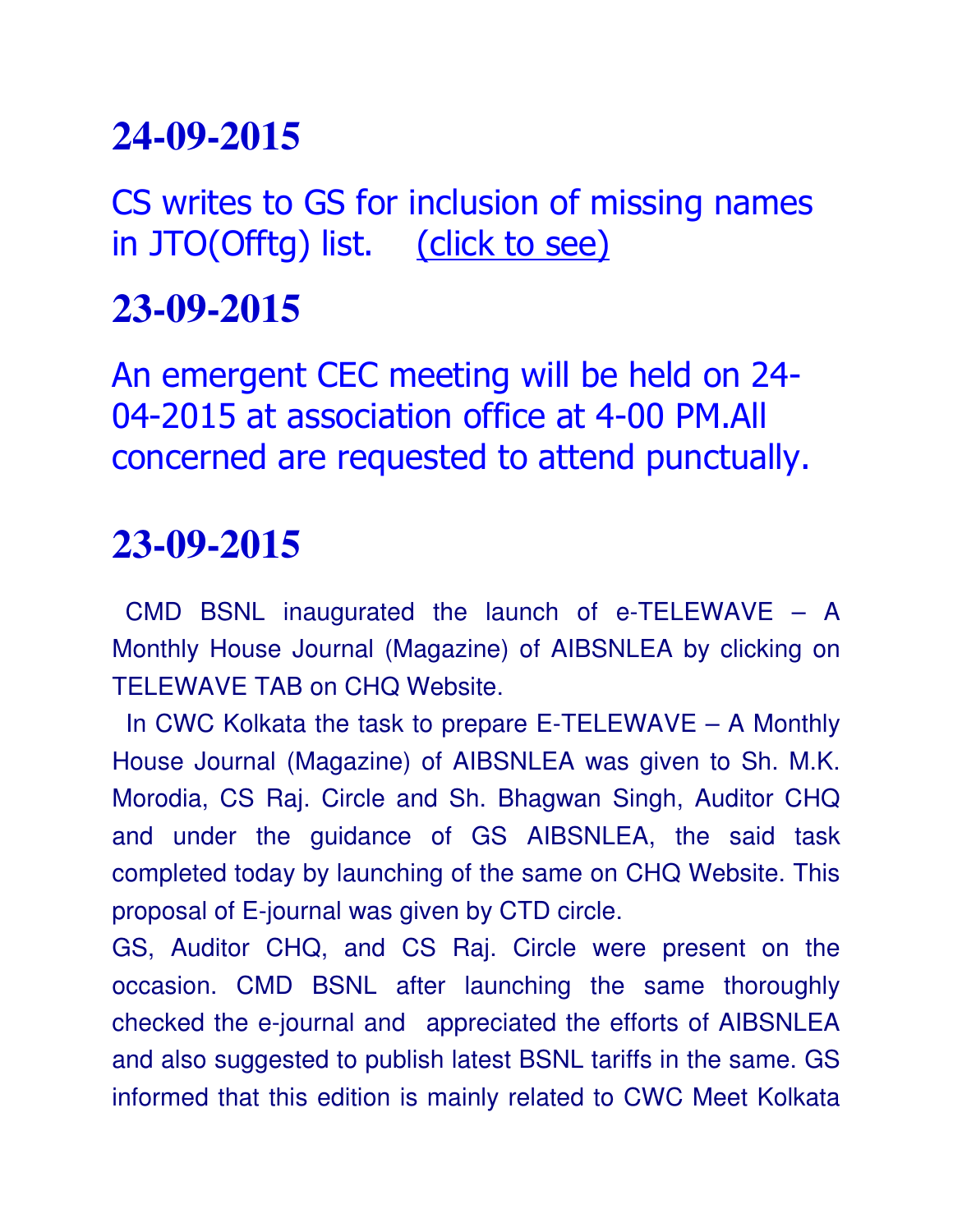# 24-09-2015

CS writes to GS for inclusion of missing names in JTO(Offtg) list. (click to see)

# 23-09-2015

An emergent CEC meeting will be held on 24-04-2015 at association office at 4-00 PM.All concerned are requested to attend punctually.

# 23-09-2015

CMD BSNL inaugurated the launch of e-TELEWAVE – A Monthly House Journal (Magazine) of AIBSNLEA by clicking on TELEWAVE TAB on CHQ Website.

In CWC Kolkata the task to prepare E-TELEWAVE – A Monthly House Journal (Magazine) of AIBSNLEA was given to Sh. M.K. Morodia, CS Raj. Circle and Sh. Bhagwan Singh, Auditor CHQ and under the guidance of GS AIBSNLEA, the said task completed today by launching of the same on CHQ Website. This proposal of E-journal was given by CTD circle.

GS, Auditor CHQ, and CS Raj. Circle were present on the occasion. CMD BSNL after launching the same thoroughly checked the e-journal and appreciated the efforts of AIBSNLEA and also suggested to publish latest BSNL tariffs in the same. GS informed that this edition is mainly related to CWC Meet Kolkata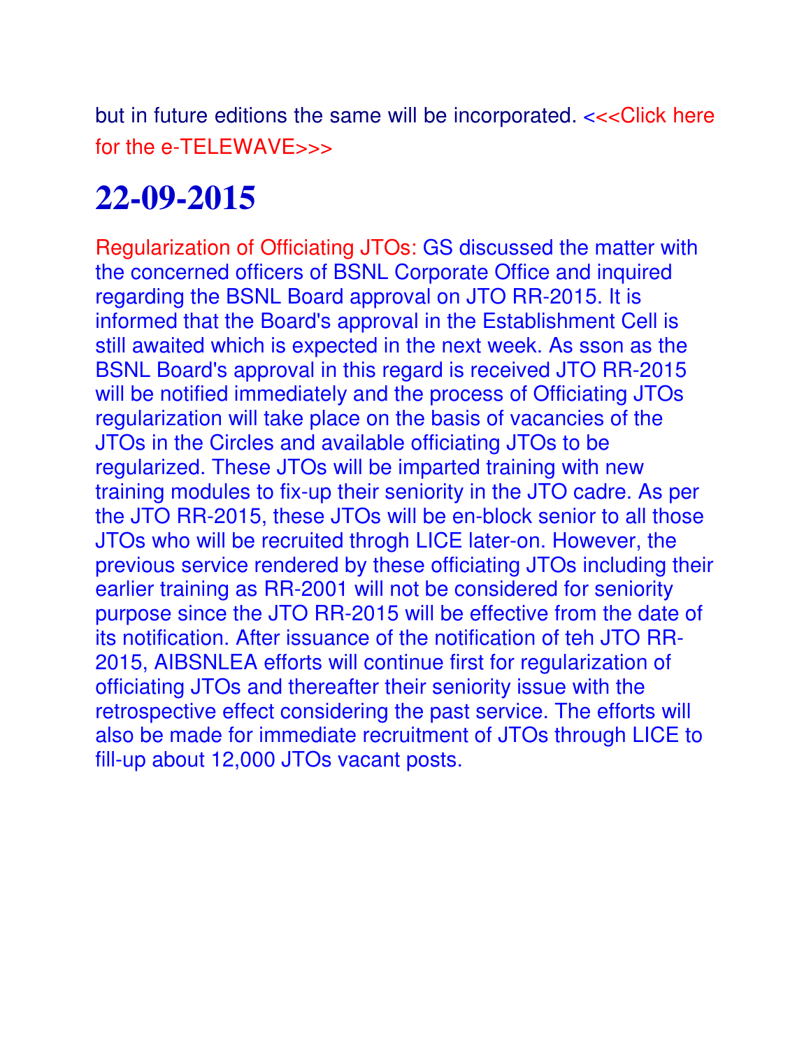but in future editions the same will be incorporated. <<<Click here for the e-TELEWAVE>>>

# 22-09-2015

Regularization of Officiating JTOs: GS discussed the matter with the concerned officers of BSNL Corporate Office and inquired regarding the BSNL Board approval on JTO RR-2015. It is informed that the Board's approval in the Establishment Cell is still awaited which is expected in the next week. As sson as the BSNL Board's approval in this regard is received JTO RR-2015 will be notified immediately and the process of Officiating JTOs regularization will take place on the basis of vacancies of the JTOs in the Circles and available officiating JTOs to be regularized. These JTOs will be imparted training with new training modules to fix-up their seniority in the JTO cadre. As per the JTO RR-2015, these JTOs will be en-block senior to all those JTOs who will be recruited throgh LICE later-on. However, the previous service rendered by these officiating JTOs including their earlier training as RR-2001 will not be considered for seniority purpose since the JTO RR-2015 will be effective from the date of its notification. After issuance of the notification of teh JTO RR-2015, AIBSNLEA efforts will continue first for regularization of officiating JTOs and thereafter their seniority issue with the retrospective effect considering the past service. The efforts will also be made for immediate recruitment of JTOs through LICE to fill-up about 12,000 JTOs vacant posts.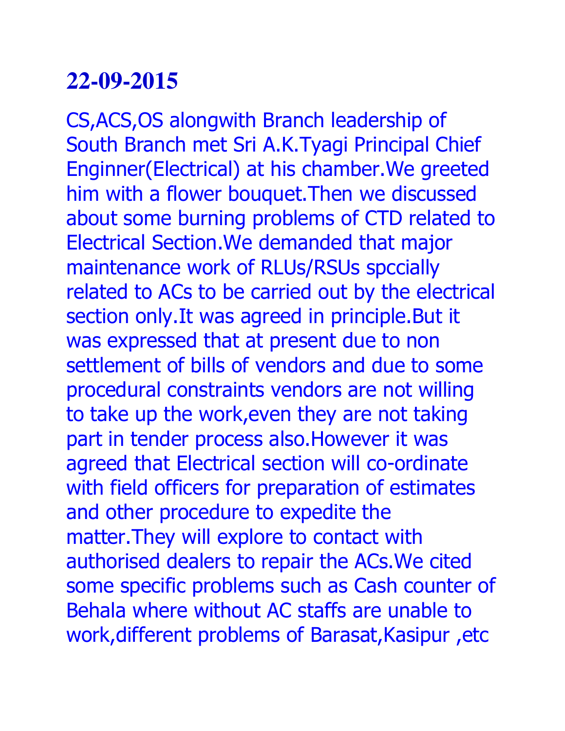# 22-09-2015

CS,ACS,OS alongwith Branch leadership of South Branch met Sri A.K.Tyagi Principal Chief Enginner(Electrical) at his chamber.We greeted him with a flower bouquet.Then we discussed about some burning problems of CTD related to Electrical Section.We demanded that major maintenance work of RLUs/RSUs spccially related to ACs to be carried out by the electrical section only.It was agreed in principle.But it was expressed that at present due to non settlement of bills of vendors and due to some procedural constraints vendors are not willing to take up the work,even they are not taking part in tender process also.However it was agreed that Electrical section will co-ordinate with field officers for preparation of estimates and other procedure to expedite the matter.They will explore to contact with authorised dealers to repair the ACs.We cited some specific problems such as Cash counter of Behala where without AC staffs are unable to work,different problems of Barasat,Kasipur ,etc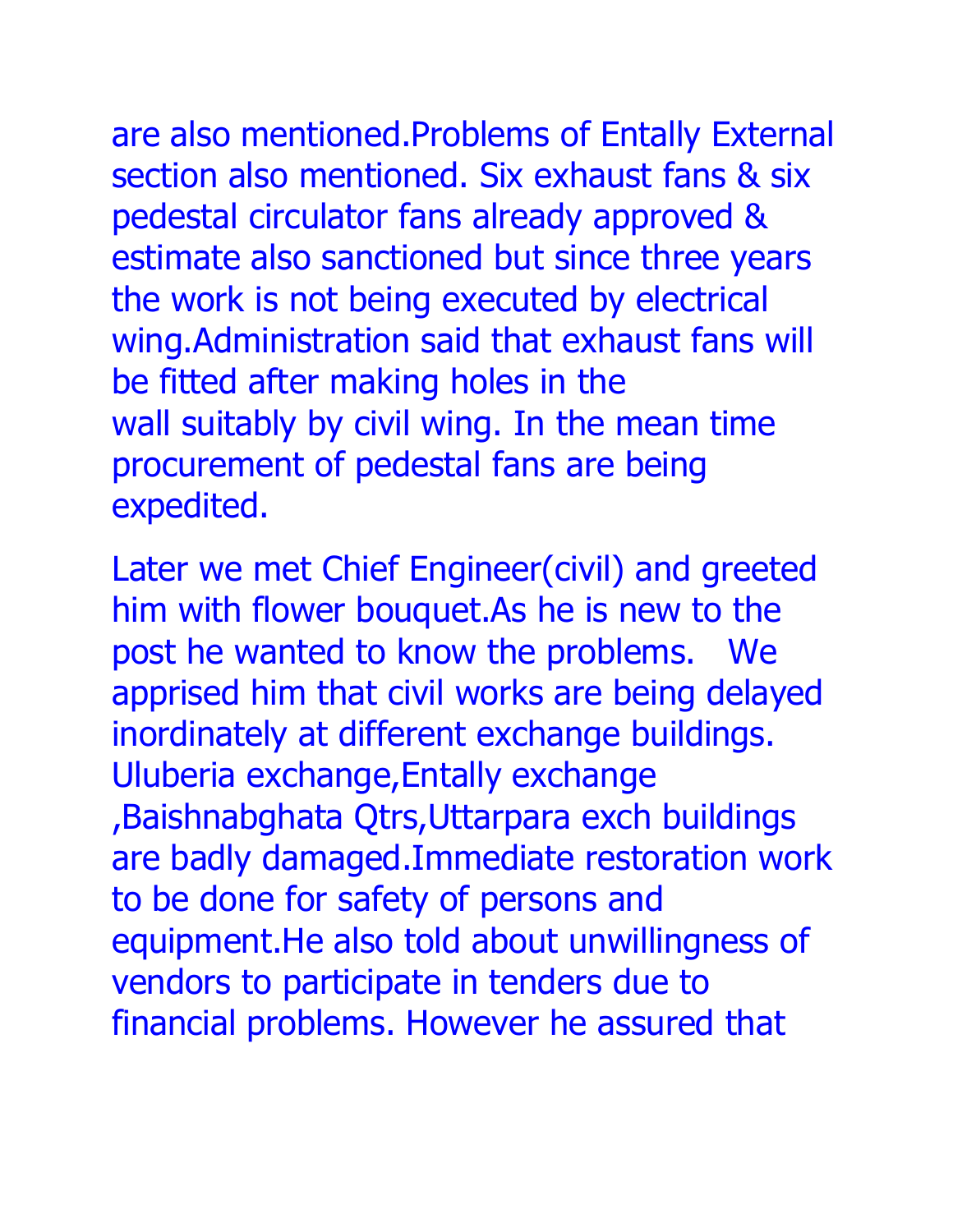are also mentioned.Problems of Entally External section also mentioned. Six exhaust fans & six pedestal circulator fans already approved & estimate also sanctioned but since three years the work is not being executed by electrical wing.Administration said that exhaust fans will be fitted after making holes in the wall suitably by civil wing. In the mean time procurement of pedestal fans are being expedited.

Later we met Chief Engineer(civil) and greeted him with flower bouquet.As he is new to the post he wanted to know the problems. We apprised him that civil works are being delayed inordinately at different exchange buildings. Uluberia exchange,Entally exchange ,Baishnabghata Qtrs,Uttarpara exch buildings are badly damaged.Immediate restoration work to be done for safety of persons and equipment.He also told about unwillingness of vendors to participate in tenders due to financial problems. However he assured that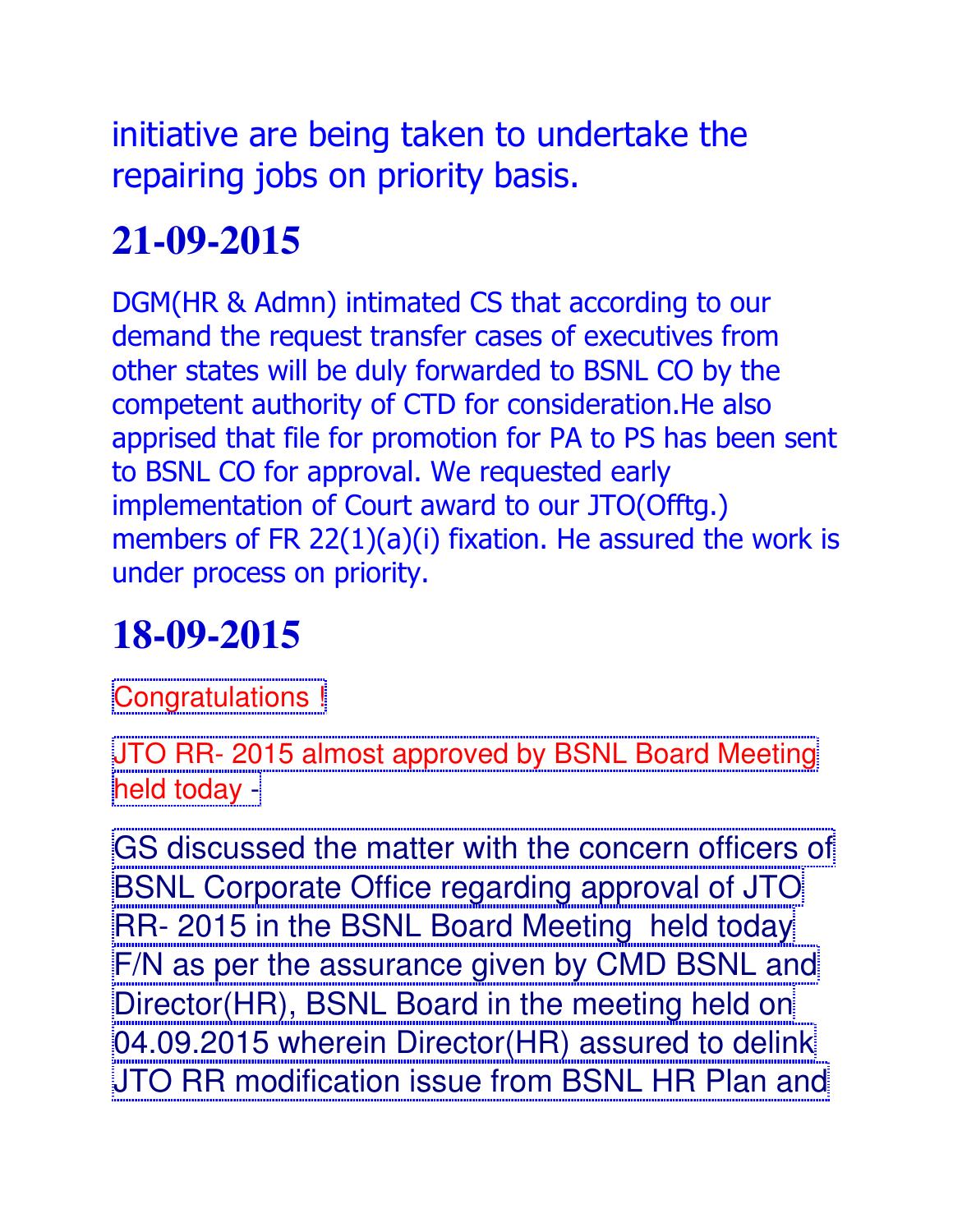initiative are being taken to undertake the repairing jobs on priority basis.

## 21-09-2015

DGM(HR & Admn) intimated CS that according to our demand the request transfer cases of executives from other states will be duly forwarded to BSNL CO by the competent authority of CTD for consideration.He also apprised that file for promotion for PA to PS has been sent to BSNL CO for approval. We requested early implementation of Court award to our JTO(Offtg.) members of FR 22(1)(a)(i) fixation. He assured the work is under process on priority.

## 18-09-2015

Congratulations !

JTO RR- 2015 almost approved by BSNL Board Meeting held today -

GS discussed the matter with the concern officers of BSNL Corporate Office regarding approval of JTO RR- 2015 in the BSNL Board Meeting held today F/N as per the assurance given by CMD BSNL and Director(HR), BSNL Board in the meeting held on 04.09.2015 wherein Director(HR) assured to delink JTO RR modification issue from BSNL HR Plan and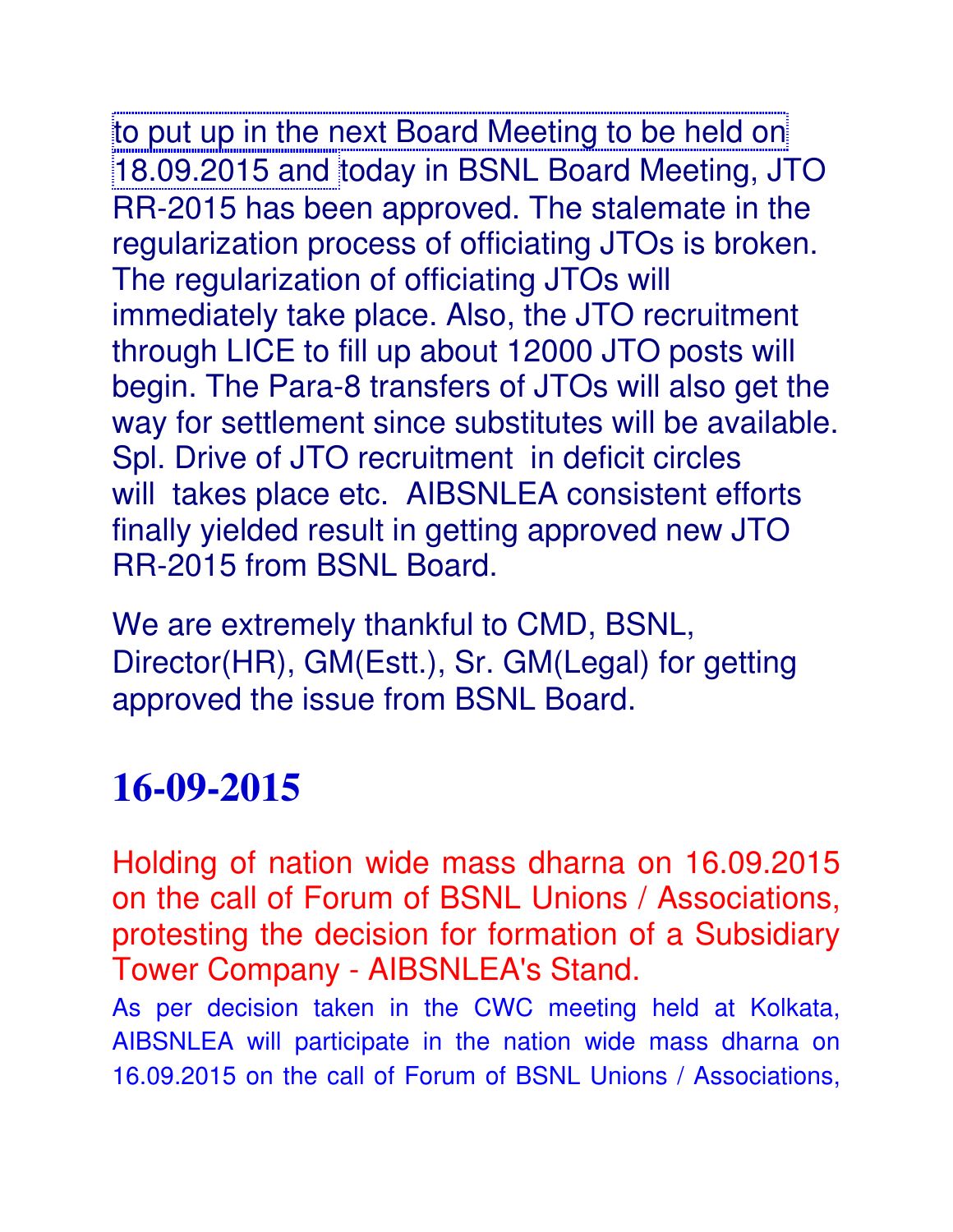to put up in the next Board Meeting to be held on 18.09.2015 and today in BSNL Board Meeting, JTO RR-2015 has been approved. The stalemate in the regularization process of officiating JTOs is broken. The regularization of officiating JTOs will immediately take place. Also, the JTO recruitment through LICE to fill up about 12000 JTO posts will begin. The Para-8 transfers of JTOs will also get the way for settlement since substitutes will be available. Spl. Drive of JTO recruitment in deficit circles will takes place etc. AIBSNLEA consistent efforts finally yielded result in getting approved new JTO RR-2015 from BSNL Board.

We are extremely thankful to CMD, BSNL, Director(HR), GM(Estt.), Sr. GM(Legal) for getting approved the issue from BSNL Board.

# 16-09-2015

Holding of nation wide mass dharna on 16.09.2015 on the call of Forum of BSNL Unions / Associations, protesting the decision for formation of a Subsidiary Tower Company - AIBSNLEA's Stand.

As per decision taken in the CWC meeting held at Kolkata, AIBSNLEA will participate in the nation wide mass dharna on 16.09.2015 on the call of Forum of BSNL Unions / Associations,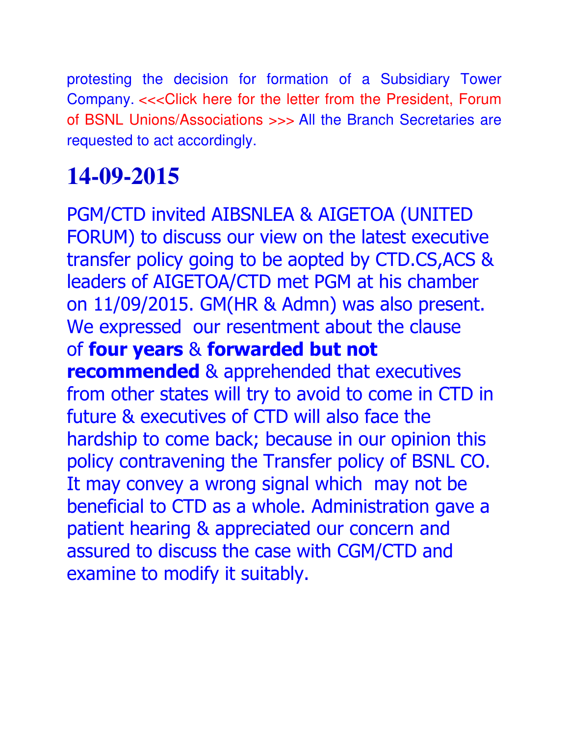protesting the decision for formation of a Subsidiary Tower Company. <<<Click here for the letter from the President, Forum of BSNL Unions/Associations >>> All the Branch Secretaries are requested to act accordingly.

## 14-09-2015

PGM/CTD invited AIBSNLEA & AIGETOA (UNITED FORUM) to discuss our view on the latest executive transfer policy going to be aopted by CTD.CS,ACS & leaders of AIGETOA/CTD met PGM at his chamber on 11/09/2015. GM(HR & Admn) was also present. We expressed our resentment about the clause of **four years** & **forwarded but not recommended** & apprehended that executives from other states will try to avoid to come in CTD in future & executives of CTD will also face the hardship to come back; because in our opinion this policy contravening the Transfer policy of BSNL CO. It may convey a wrong signal which may not be beneficial to CTD as a whole. Administration gave a patient hearing & appreciated our concern and assured to discuss the case with CGM/CTD and examine to modify it suitably.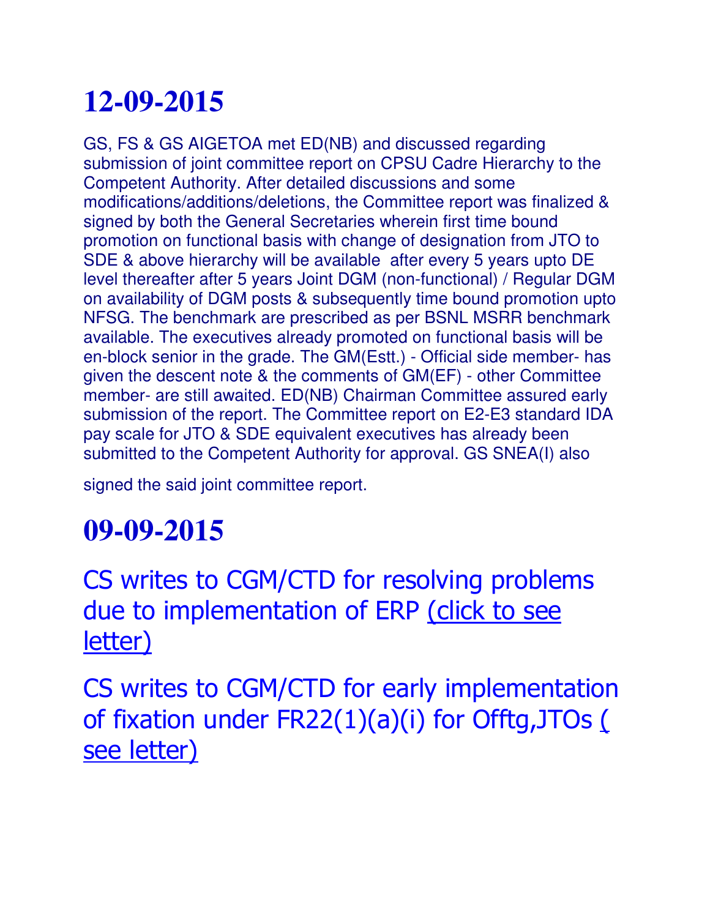# 12-09-2015

GS, FS & GS AIGETOA met ED(NB) and discussed regarding submission of joint committee report on CPSU Cadre Hierarchy to the Competent Authority. After detailed discussions and some modifications/additions/deletions, the Committee report was finalized & signed by both the General Secretaries wherein first time bound promotion on functional basis with change of designation from JTO to SDE & above hierarchy will be available after every 5 years upto DE level thereafter after 5 years Joint DGM (non-functional) / Regular DGM on availability of DGM posts & subsequently time bound promotion upto NFSG. The benchmark are prescribed as per BSNL MSRR benchmark available. The executives already promoted on functional basis will be en-block senior in the grade. The GM(Estt.) - Official side member- has given the descent note & the comments of GM(EF) - other Committee member- are still awaited. ED(NB) Chairman Committee assured early submission of the report. The Committee report on E2-E3 standard IDA pay scale for JTO & SDE equivalent executives has already been submitted to the Competent Authority for approval. GS SNEA(I) also signed the said joint committee report.

# 09-09-2015

## CS writes to CGM/CTD for resolving problems due to implementation of ERP (click to see letter)

## CS writes to CGM/CTD for early implementation of fixation under FR22(1)(a)(i) for Offtg,JTOs ( see letter)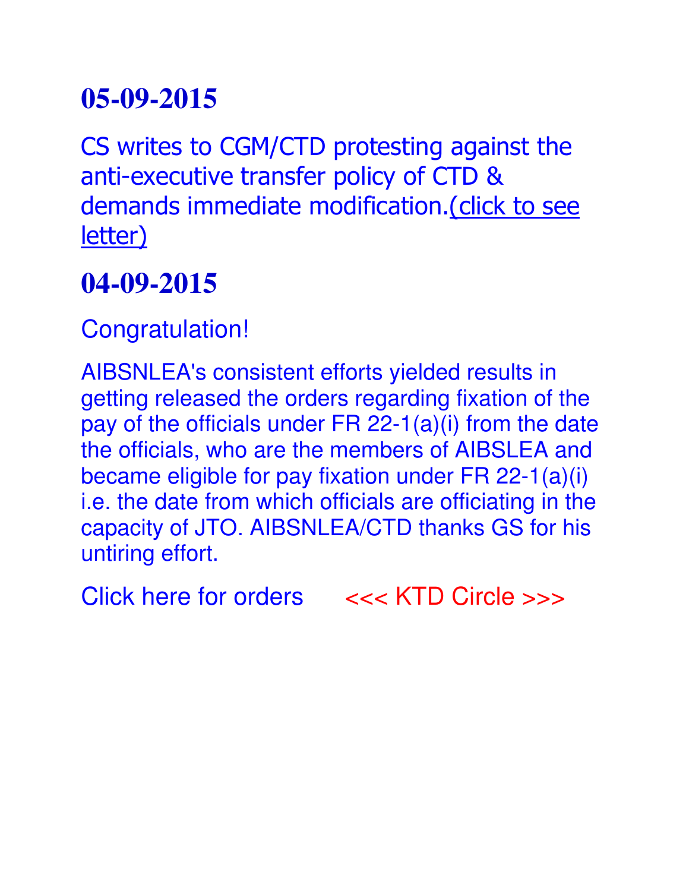## 05-09-2015

CS writes to CGM/CTD protesting against the anti-executive transfer policy of CTD & demands immediate modification.(click to see letter)

## 04-09-2015

Congratulation!

AIBSNLEA's consistent efforts yielded results in getting released the orders regarding fixation of the pay of the officials under FR 22-1(a)(i) from the date the officials, who are the members of AIBSLEA and became eligible for pay fixation under FR 22-1(a)(i) i.e. the date from which officials are officiating in the capacity of JTO. AIBSNLEA/CTD thanks GS for his untiring effort.

Click here for orders <<< KTD Circle >>>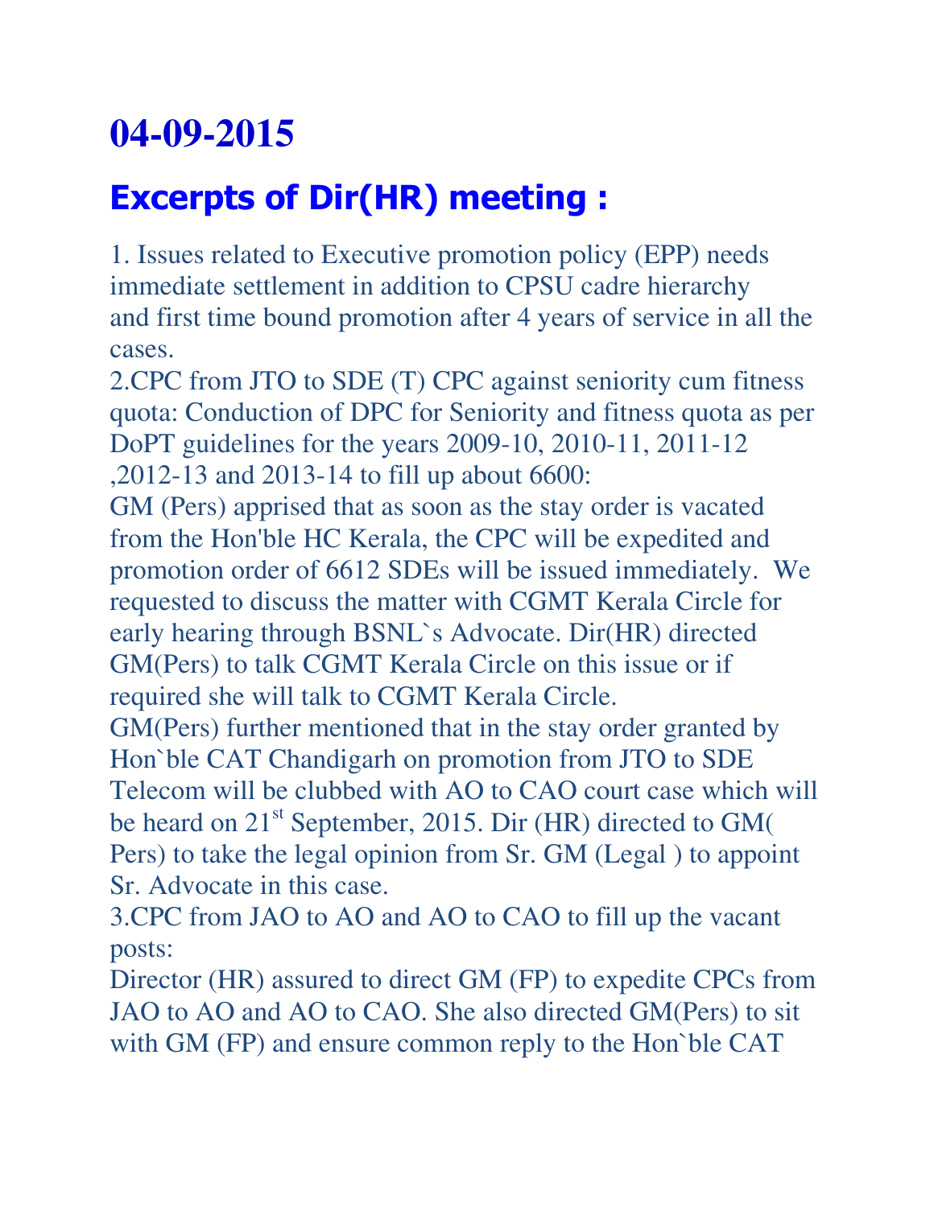# 04-09-2015

## Excerpts of Dir(HR) meeting :

1. Issues related to Executive promotion policy (EPP) needs immediate settlement in addition to CPSU cadre hierarchy and first time bound promotion after 4 years of service in all the cases.

2.CPC from JTO to SDE (T) CPC against seniority cum fitness quota: Conduction of DPC for Seniority and fitness quota as per DoPT guidelines for the years 2009-10, 2010-11, 2011-12 ,2012-13 and 2013-14 to fill up about 6600:

GM (Pers) apprised that as soon as the stay order is vacated from the Hon'ble HC Kerala, the CPC will be expedited and promotion order of 6612 SDEs will be issued immediately. We requested to discuss the matter with CGMT Kerala Circle for early hearing through BSNL`s Advocate. Dir(HR) directed GM(Pers) to talk CGMT Kerala Circle on this issue or if required she will talk to CGMT Kerala Circle.

GM(Pers) further mentioned that in the stay order granted by Hon`ble CAT Chandigarh on promotion from JTO to SDE Telecom will be clubbed with AO to CAO court case which will be heard on 21st September, 2015. Dir (HR) directed to GM( Pers) to take the legal opinion from Sr. GM (Legal ) to appoint Sr. Advocate in this case.

3.CPC from JAO to AO and AO to CAO to fill up the vacant posts:

Director (HR) assured to direct GM (FP) to expedite CPCs from JAO to AO and AO to CAO. She also directed GM(Pers) to sit with GM (FP) and ensure common reply to the Hon`ble CAT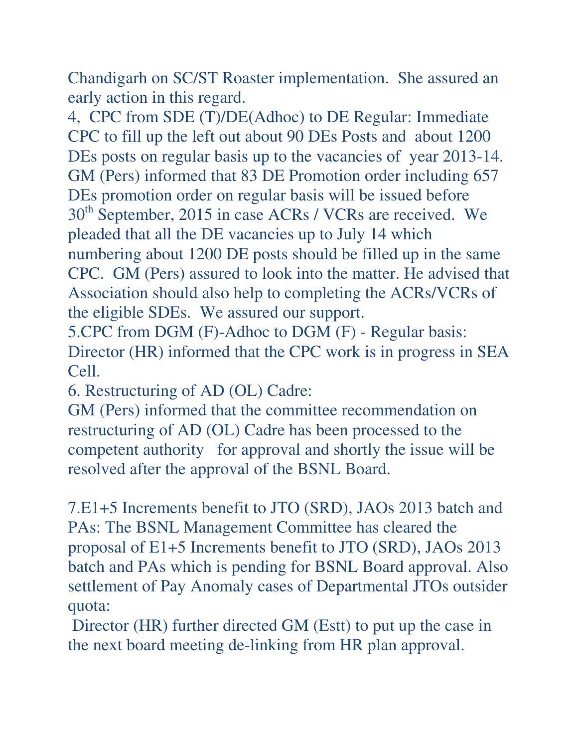Chandigarh on SC/ST Roaster implementation. She assured an early action in this regard.

4, CPC from SDE (T)/DE(Adhoc) to DE Regular: Immediate CPC to fill up the left out about 90 DEs Posts and about 1200 DEs posts on regular basis up to the vacancies of year 2013-14. GM (Pers) informed that 83 DE Promotion order including 657 DEs promotion order on regular basis will be issued before 30th September, 2015 in case ACRs / VCRs are received. We pleaded that all the DE vacancies up to July 14 which numbering about 1200 DE posts should be filled up in the same CPC. GM (Pers) assured to look into the matter. He advised that Association should also help to completing the ACRs/VCRs of the eligible SDEs. We assured our support.

5.CPC from DGM (F)-Adhoc to DGM (F) - Regular basis: Director (HR) informed that the CPC work is in progress in SEA Cell.

6. Restructuring of AD (OL) Cadre:
GM (Pers) informed that the committee recommendation on restructuring of AD (OL) Cadre has been processed to the competent authority for approval and shortly the issue will be resolved after the approval of the BSNL Board.

7.E1+5 Increments benefit to JTO (SRD), JAOs 2013 batch and PAs: The BSNL Management Committee has cleared the proposal of E1+5 Increments benefit to JTO (SRD), JAOs 2013 batch and PAs which is pending for BSNL Board approval. Also settlement of Pay Anomaly cases of Departmental JTOs outsider quota:

Director (HR) further directed GM (Estt) to put up the case in the next board meeting de-linking from HR plan approval.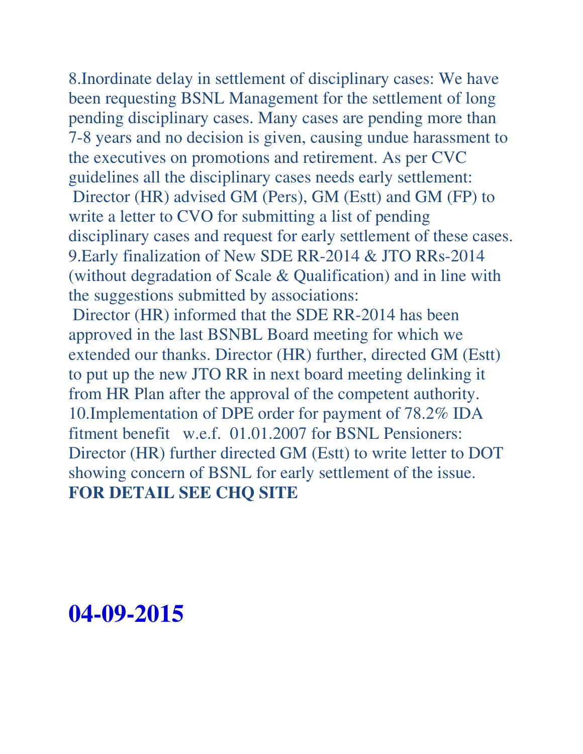8.Inordinate delay in settlement of disciplinary cases: We have been requesting BSNL Management for the settlement of long pending disciplinary cases. Many cases are pending more than 7-8 years and no decision is given, causing undue harassment to the executives on promotions and retirement. As per CVC guidelines all the disciplinary cases needs early settlement:

Director (HR) advised GM (Pers), GM (Estt) and GM (FP) to write a letter to CVO for submitting a list of pending disciplinary cases and request for early settlement of these cases.

9.Early finalization of New SDE RR-2014 & JTO RRs-2014 (without degradation of Scale & Qualification) and in line with the suggestions submitted by associations:

Director (HR) informed that the SDE RR-2014 has been approved in the last BSNBL Board meeting for which we extended our thanks. Director (HR) further, directed GM (Estt) to put up the new JTO RR in next board meeting delinking it from HR Plan after the approval of the competent authority.

10.Implementation of DPE order for payment of 78.2% IDA fitment benefit w.e.f. 01.01.2007 for BSNL Pensioners:
Director (HR) further directed GM (Estt) to write letter to DOT showing concern of BSNL for early settlement of the issue.

**FOR DETAIL SEE CHQ SITE**

# 04-09-2015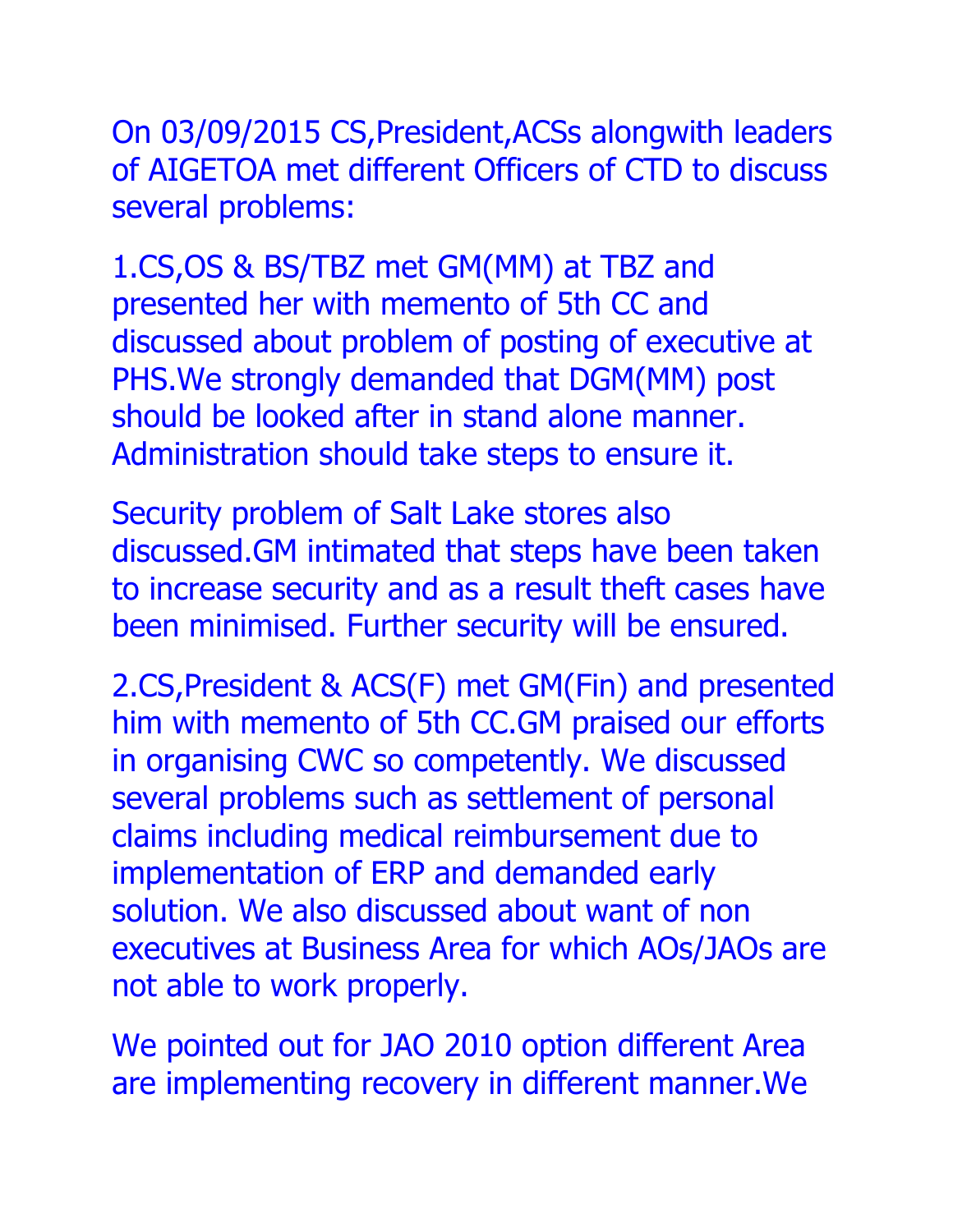On 03/09/2015 CS,President,ACSs alongwith leaders of AIGETOA met different Officers of CTD to discuss several problems:

1.CS,OS & BS/TBZ met GM(MM) at TBZ and presented her with memento of 5th CC and discussed about problem of posting of executive at PHS.We strongly demanded that DGM(MM) post should be looked after in stand alone manner. Administration should take steps to ensure it.

Security problem of Salt Lake stores also discussed.GM intimated that steps have been taken to increase security and as a result theft cases have been minimised. Further security will be ensured.

2.CS,President & ACS(F) met GM(Fin) and presented him with memento of 5th CC.GM praised our efforts in organising CWC so competently. We discussed several problems such as settlement of personal claims including medical reimbursement due to implementation of ERP and demanded early solution. We also discussed about want of non executives at Business Area for which AOs/JAOs are not able to work properly.

We pointed out for JAO 2010 option different Area are implementing recovery in different manner.We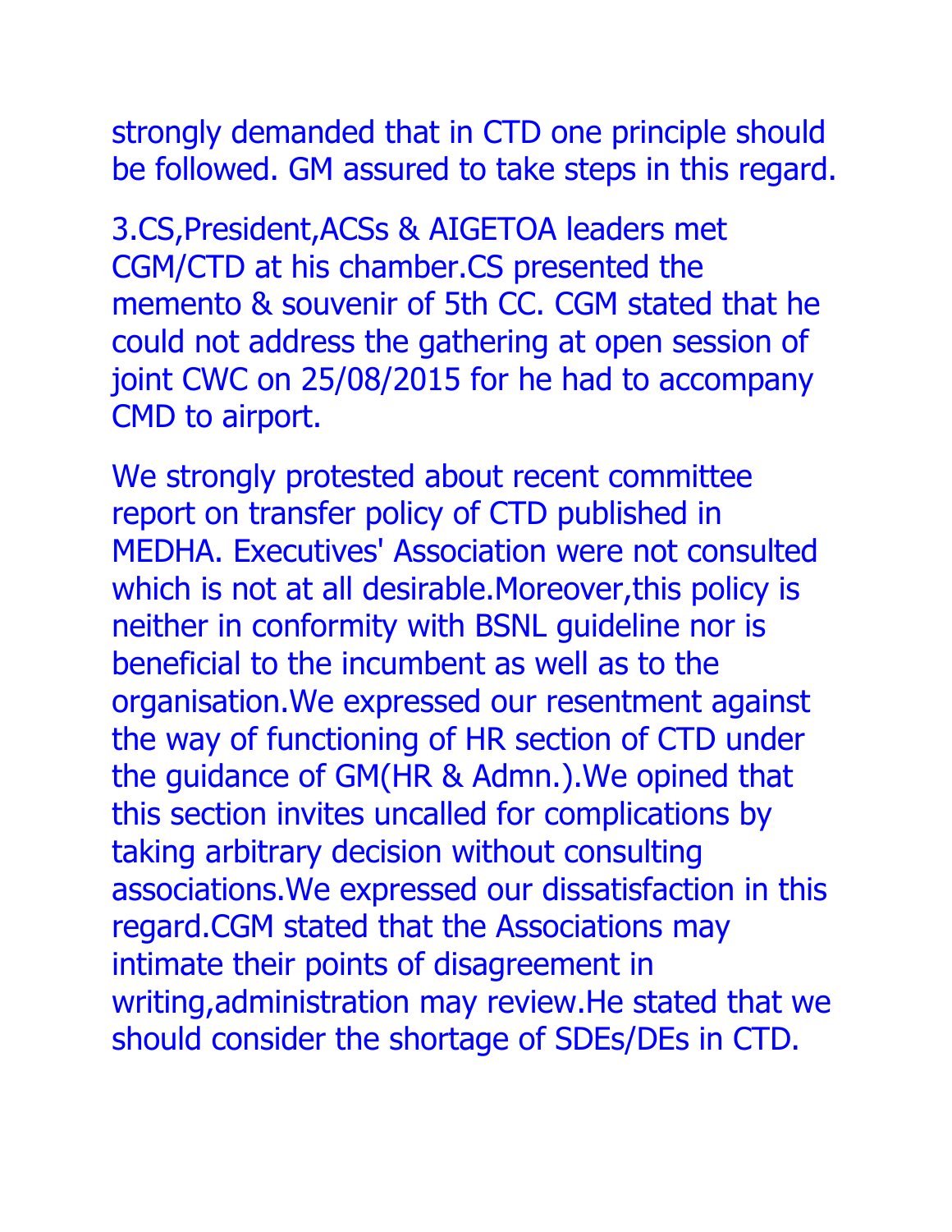strongly demanded that in CTD one principle should be followed. GM assured to take steps in this regard.

3.CS,President,ACSs & AIGETOA leaders met CGM/CTD at his chamber.CS presented the memento & souvenir of 5th CC. CGM stated that he could not address the gathering at open session of joint CWC on 25/08/2015 for he had to accompany CMD to airport.

We strongly protested about recent committee report on transfer policy of CTD published in MEDHA. Executives' Association were not consulted which is not at all desirable.Moreover,this policy is neither in conformity with BSNL guideline nor is beneficial to the incumbent as well as to the organisation.We expressed our resentment against the way of functioning of HR section of CTD under the guidance of GM(HR & Admn.).We opined that this section invites uncalled for complications by taking arbitrary decision without consulting associations.We expressed our dissatisfaction in this regard.CGM stated that the Associations may intimate their points of disagreement in writing,administration may review.He stated that we should consider the shortage of SDEs/DEs in CTD.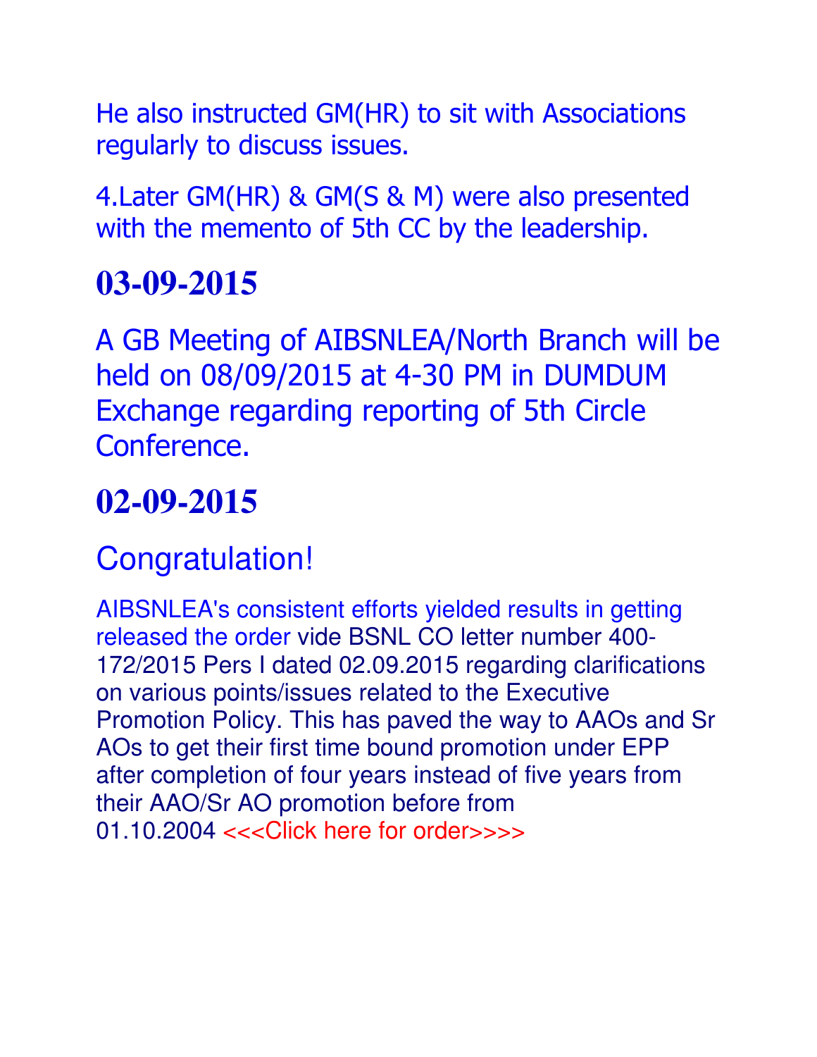He also instructed GM(HR) to sit with Associations regularly to discuss issues.

4.Later GM(HR) & GM(S & M) were also presented with the memento of 5th CC by the leadership.

## 03-09-2015

A GB Meeting of AIBSNLEA/North Branch will be held on 08/09/2015 at 4-30 PM in DUMDUM Exchange regarding reporting of 5th Circle Conference.

## 02-09-2015

Congratulation!

AIBSNLEA's consistent efforts yielded results in getting released the order vide BSNL CO letter number 400-172/2015 Pers I dated 02.09.2015 regarding clarifications on various points/issues related to the Executive Promotion Policy. This has paved the way to AAOs and Sr AOs to get their first time bound promotion under EPP after completion of four years instead of five years from their AAO/Sr AO promotion before from 01.10.2004 <<<Click here for order>>>>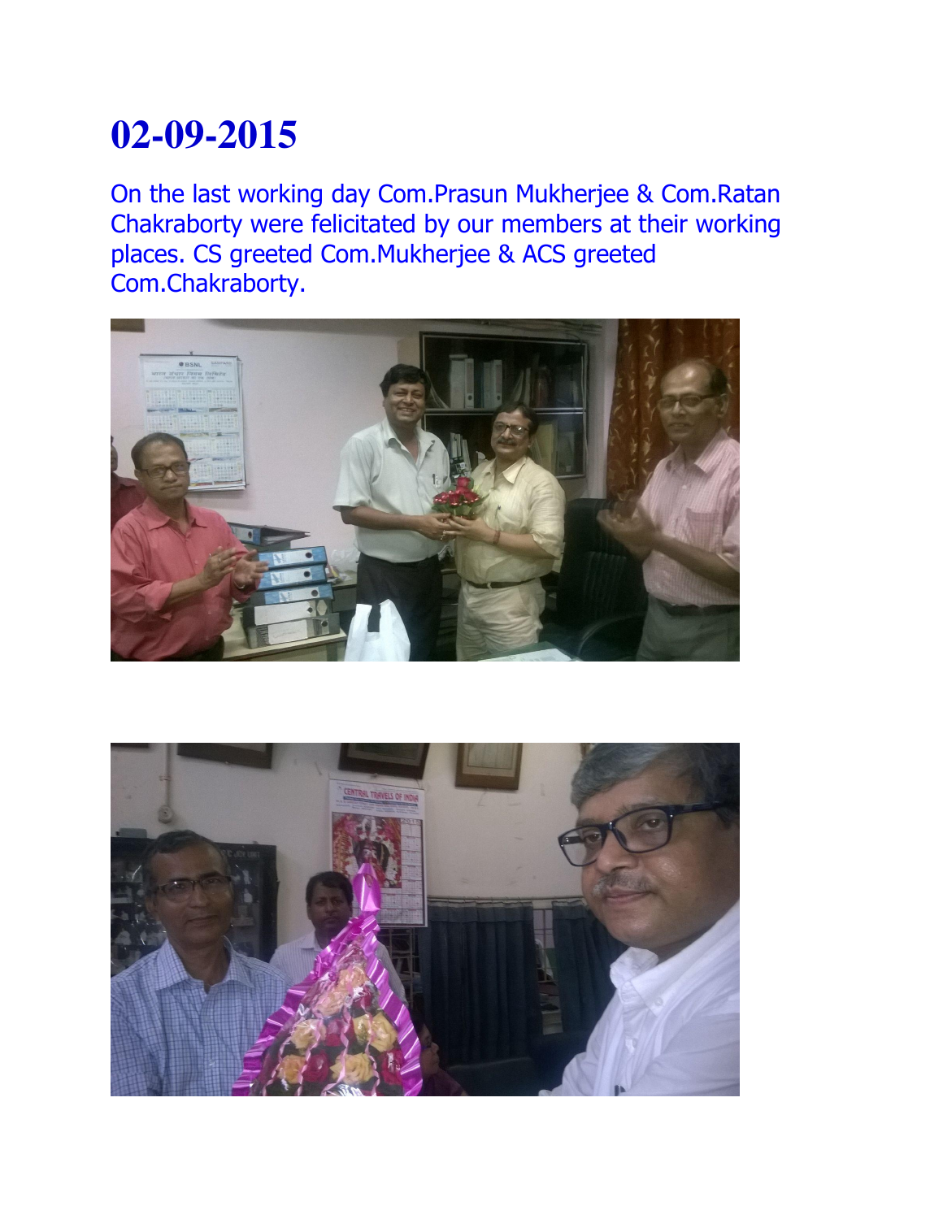# 02-09-2015

On the last working day Com.Prasun Mukherjee & Com.Ratan Chakraborty were felicitated by our members at their working places. CS greeted Com.Mukherjee & ACS greeted Com.Chakraborty.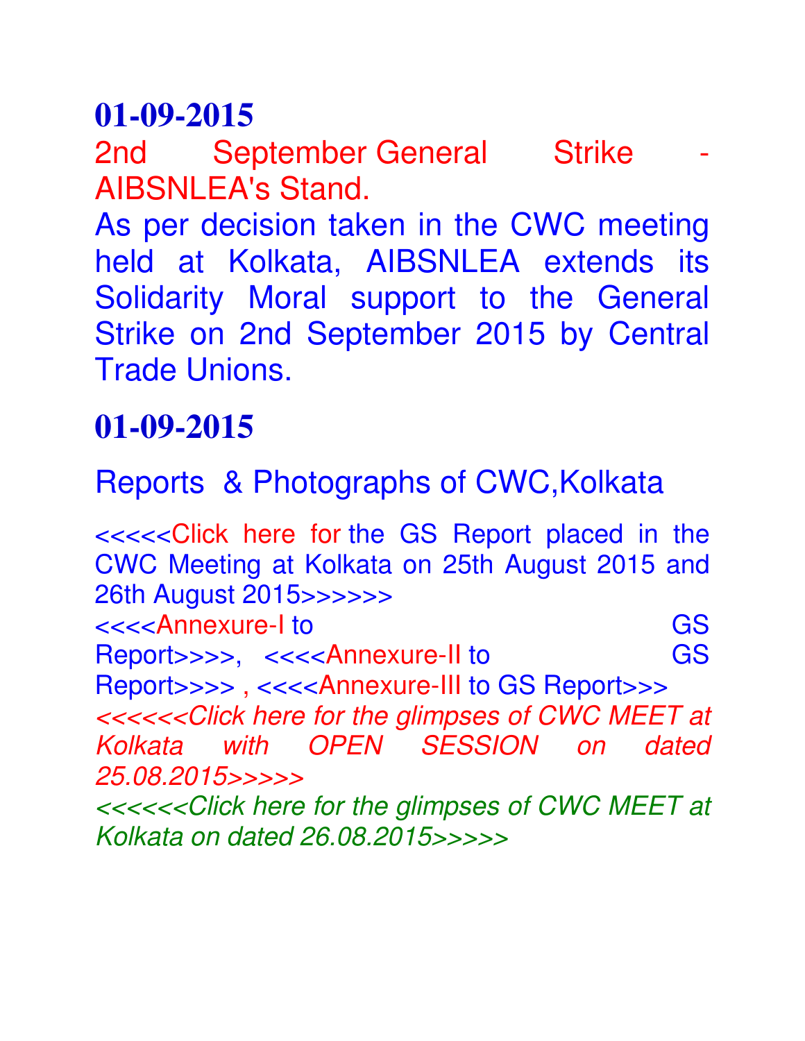## 01-09-2015

2nd September General Strike - AIBSNLEA's Stand.

As per decision taken in the CWC meeting held at Kolkata, AIBSNLEA extends its Solidarity Moral support to the General Strike on 2nd September 2015 by Central Trade Unions.

## 01-09-2015

Reports & Photographs of CWC,Kolkata

<<<<<Click here for the GS Report placed in the CWC Meeting at Kolkata on 25th August 2015 and 26th August 2015>>>>>>

<<<<Annexure-I to GS Report>>>>, <<<<Annexure-II to GS Report>>>> , <<<<Annexure-III to GS Report>>>

*<<<<<<Click here for the glimpses of CWC MEET at Kolkata with OPEN SESSION on dated 25.08.2015>>>>>*

*<<<<<<Click here for the glimpses of CWC MEET at Kolkata on dated 26.08.2015>>>>>*